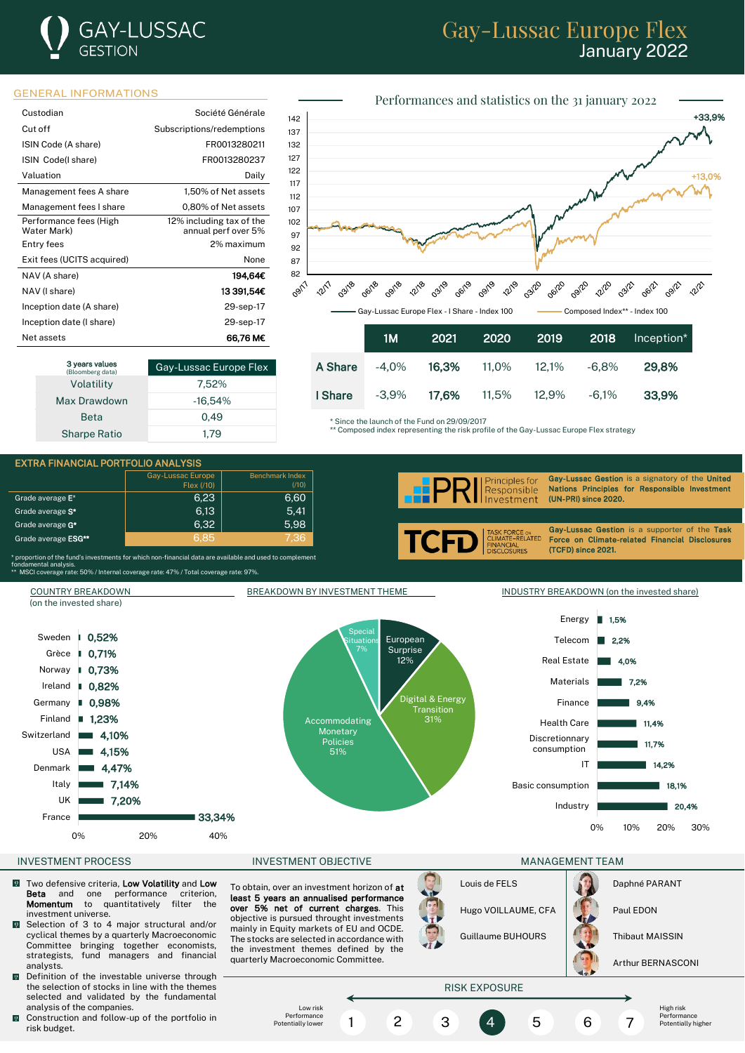# Gay-Lussac Europe Flex

GAY-LUSSAC GESTION

January 2022

## GENERAL INFORMATIONS

| | |
|---|---|
| Custodian | Société Générale |
| Cut off | Subscriptions/redemptions |
| ISIN Code (A share) | FR0013280211 |
| ISIN Code(I share) | FR0013280237 |
| Valuation | Daily |
| Management fees A share | 1,50% of Net assets |
| Management fees I share | 0,80% of Net assets |
| Performance fees (High Water Mark) | 12% including tax of the annual perf over 5% |
| Entry fees | 2% maximum |
| Exit fees (UCITS acquired) | None |
| NAV (A share) | **194,64€** |
| NAV (I share) | **13 391,54€** |
| Inception date (A share) | 29-sep-17 |
| Inception date (I share) | 29-sep-17 |
| Net assets | **66,76 M€** |

| 3 years values (Bloomberg data) | Gay-Lussac Europe Flex |
|---|---|
| Volatility | 7,52% |
| Max Drawdown | -16,54% |
| Beta | 0,49 |
| Sharpe Ratio | 1,79 |

## Performances and statistics on the 31 january 2022

Chart: Gay-Lussac Europe Flex - I Share - Index 100 (+33,9%); Composed Index** - Index 100 (+13,0%)

| | 1M | 2021 | 2020 | 2019 | 2018 | Inception* |
|---|---|---|---|---|---|---|
| A Share | -4,0% | **16,3%** | 11,0% | 12,1% | -6,8% | **29,8%** |
| I Share | -3,9% | **17,6%** | 11,5% | 12,9% | -6,1% | **33,9%** |

\* Since the launch of the Fund on 29/09/2017
\*\* Composed index representing the risk profile of the Gay-Lussac Europe Flex strategy

## EXTRA FINANCIAL PORTFOLIO ANALYSIS

| | Gay-Lussac Europe Flex (/10) | Benchmark Index (/10) |
|---|---|---|
| Grade average E* | 6,23 | 6,60 |
| Grade average S* | 6,13 | 5,41 |
| Grade average G* | 6,32 | 5,98 |
| Grade average ESG** | 6,85 | 7,36 |

\* proportion of the fund's investments for which non-financial data are available and used to complement fondamental analysis.
\*\* MSCI coverage rate: 50% / Internal coverage rate: 47% / Total coverage rate: 97%.

PRI Principles for Responsible Investment — **Gay-Lussac Gestion** is a signatory of the **United Nations Principles for Responsible Investment (UN-PRI) since 2020.**

TCFD Task Force on Climate-Related Financial Disclosures — **Gay-Lussac Gestion** is a supporter of the **Task Force on Climate-related Financial Disclosures (TCFD) since 2021.**

## COUNTRY BREAKDOWN
(on the invested share)

| Country | % |
|---|---|
| Sweden | 0,52% |
| Grèce | 0,71% |
| Norway | 0,73% |
| Ireland | 0,82% |
| Germany | 0,98% |
| Finland | 1,23% |
| Switzerland | 4,10% |
| USA | 4,15% |
| Denmark | 4,47% |
| Italy | 7,14% |
| UK | 7,20% |
| France | 33,34% |

## BREAKDOWN BY INVESTMENT THEME

| Theme | % |
|---|---|
| Accommodating Monetary Policies | 51% |
| Digital & Energy Transition | 31% |
| European Surprise | 12% |
| Special Situations | 7% |

## INDUSTRY BREAKDOWN (on the invested share)

| Industry | % |
|---|---|
| Energy | 1,5% |
| Telecom | 2,2% |
| Real Estate | 4,0% |
| Materials | 7,2% |
| Finance | 9,4% |
| Health Care | 11,4% |
| Discretionnary consumption | 11,7% |
| IT | 14,2% |
| Basic consumption | 18,1% |
| Industry | 20,4% |

## INVESTMENT PROCESS

- Two defensive criteria, **Low Volatility** and **Low Beta** and one performance criterion, **Momentum** to quantitatively filter the investment universe.
- Selection of 3 to 4 major structural and/or cyclical themes by a quarterly Macroeconomic Committee bringing together economists, strategists, fund managers and financial analysts.
- Definition of the investable universe through the selection of stocks in line with the themes selected and validated by the fundamental analysis of the companies.
- Construction and follow-up of the portfolio in risk budget.

## INVESTMENT OBJECTIVE

To obtain, over an investment horizon of **at least 5 years an annualised performance over 5% net of current charges**. This objective is pursued throught investments mainly in Equity markets of EU and OCDE. The stocks are selected in accordance with the investment themes defined by the quarterly Macroeconomic Committee.

## MANAGEMENT TEAM

- Louis de FELS
- Hugo VOILLAUME, CFA
- Guillaume BUHOURS
- Daphné PARANT
- Paul EDON
- Thibaut MAISSIN
- Arthur BERNASCONI

## RISK EXPOSURE

Low risk / Performance Potentially lower — 1 2 3 **4** 5 6 7 — High risk / Performance Potentially higher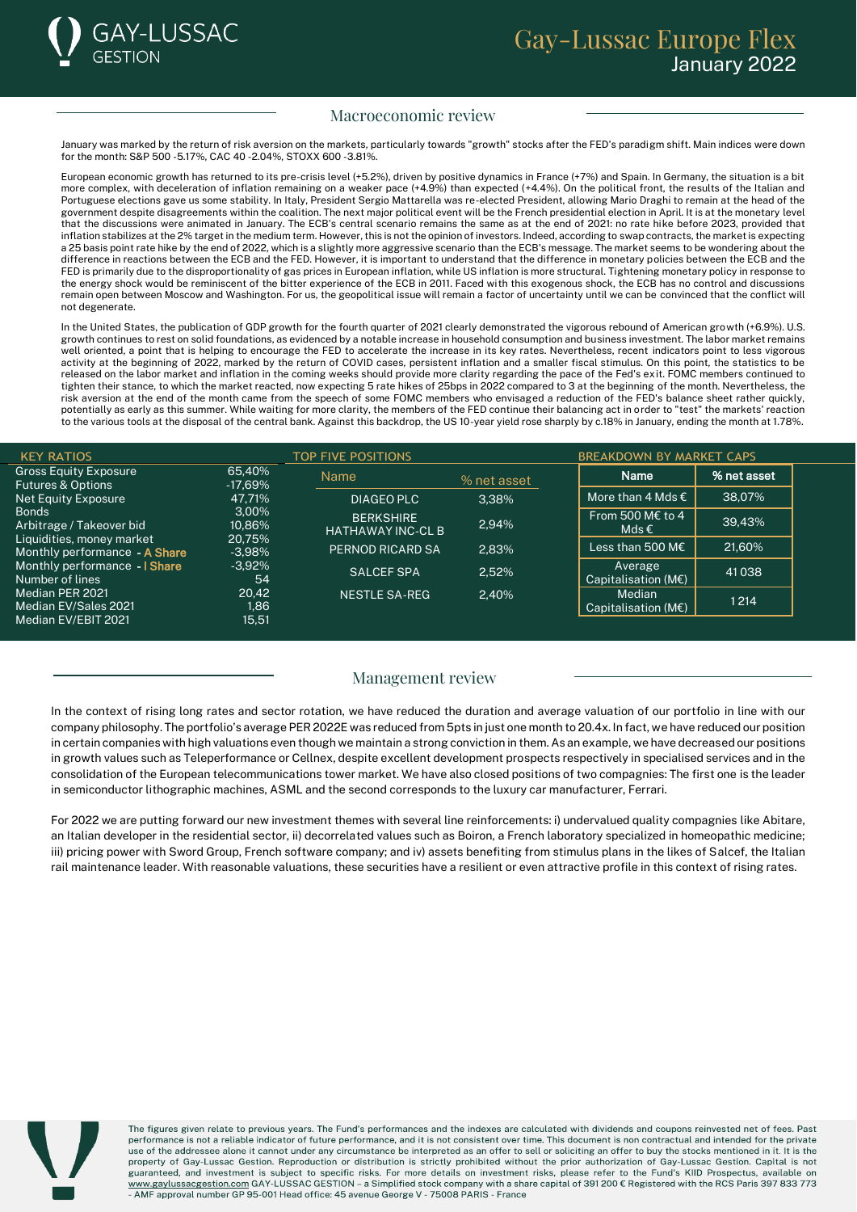# Gay-Lussac Europe Flex

January 2022

## Macroeconomic review

January was marked by the return of risk aversion on the markets, particularly towards "growth" stocks after the FED's paradigm shift. Main indices were down for the month: S&P 500 -5.17%, CAC 40 -2.04%, STOXX 600 -3.81%.

European economic growth has returned to its pre-crisis level (+5.2%), driven by positive dynamics in France (+7%) and Spain. In Germany, the situation is a bit more complex, with deceleration of inflation remaining on a weaker pace (+4.9%) than expected (+4.4%). On the political front, the results of the Italian and Portuguese elections gave us some stability. In Italy, President Sergio Mattarella was re-elected President, allowing Mario Draghi to remain at the head of the government despite disagreements within the coalition. The next major political event will be the French presidential election in April. It is at the monetary level that the discussions were animated in January. The ECB's central scenario remains the same as at the end of 2021: no rate hike before 2023, provided that inflation stabilizes at the 2% target in the medium term. However, this is not the opinion of investors. Indeed, according to swap contracts, the market is expecting a 25 basis point rate hike by the end of 2022, which is a slightly more aggressive scenario than the ECB's message. The market seems to be wondering about the difference in reactions between the ECB and the FED. However, it is important to understand that the difference in monetary policies between the ECB and the FED is primarily due to the disproportionality of gas prices in European inflation, while US inflation is more structural. Tightening monetary policy in response to the energy shock would be reminiscent of the bitter experience of the ECB in 2011. Faced with this exogenous shock, the ECB has no control and discussions remain open between Moscow and Washington. For us, the geopolitical issue will remain a factor of uncertainty until we can be convinced that the conflict will not degenerate.

In the United States, the publication of GDP growth for the fourth quarter of 2021 clearly demonstrated the vigorous rebound of American growth (+6.9%). U.S. growth continues to rest on solid foundations, as evidenced by a notable increase in household consumption and business investment. The labor market remains well oriented, a point that is helping to encourage the FED to accelerate the increase in its key rates. Nevertheless, recent indicators point to less vigorous activity at the beginning of 2022, marked by the return of COVID cases, persistent inflation and a smaller fiscal stimulus. On this point, the statistics to be released on the labor market and inflation in the coming weeks should provide more clarity regarding the pace of the Fed's exit. FOMC members continued to tighten their stance, to which the market reacted, now expecting 5 rate hikes of 25bps in 2022 compared to 3 at the beginning of the month. Nevertheless, the risk aversion at the end of the month came from the speech of some FOMC members who envisaged a reduction of the FED's balance sheet rather quickly, potentially as early as this summer. While waiting for more clarity, the members of the FED continue their balancing act in order to "test" the markets' reaction to the various tools at the disposal of the central bank. Against this backdrop, the US 10-year yield rose sharply by c.18% in January, ending the month at 1.78%.

### KEY RATIOS

| | |
|---|---|
| Gross Equity Exposure | 65,40% |
| Futures & Options | -17,69% |
| Net Equity Exposure | 47,71% |
| Bonds | 3,00% |
| Arbitrage / Takeover bid | 10,86% |
| Liquidities, money market | 20,75% |
| Monthly performance - A Share | -3,98% |
| Monthly performance - I Share | -3,92% |
| Number of lines | 54 |
| Median PER 2021 | 20,42 |
| Median EV/Sales 2021 | 1,86 |
| Median EV/EBIT 2021 | 15,51 |

### TOP FIVE POSITIONS

| Name | % net asset |
|---|---|
| DIAGEO PLC | 3,38% |
| BERKSHIRE HATHAWAY INC-CL B | 2,94% |
| PERNOD RICARD SA | 2,83% |
| SALCEF SPA | 2,52% |
| NESTLE SA-REG | 2,40% |

### BREAKDOWN BY MARKET CAPS

| Name | % net asset |
|---|---|
| More than 4 Mds € | 38,07% |
| From 500 M€ to 4 Mds € | 39,43% |
| Less than 500 M€ | 21,60% |
| Average Capitalisation (M€) | 41 038 |
| Median Capitalisation (M€) | 1 214 |

## Management review

In the context of rising long rates and sector rotation, we have reduced the duration and average valuation of our portfolio in line with our company philosophy. The portfolio's average PER 2022E was reduced from 5pts in just one month to 20.4x. In fact, we have reduced our position in certain companies with high valuations even though we maintain a strong conviction in them. As an example, we have decreased our positions in growth values such as Teleperformance or Cellnex, despite excellent development prospects respectively in specialised services and in the consolidation of the European telecommunications tower market. We have also closed positions of two compagnies: The first one is the leader in semiconductor lithographic machines, ASML and the second corresponds to the luxury car manufacturer, Ferrari.

For 2022 we are putting forward our new investment themes with several line reinforcements: i) undervalued quality compagnies like Abitare, an Italian developer in the residential sector, ii) decorrelated values such as Boiron, a French laboratory specialized in homeopathic medicine; iii) pricing power with Sword Group, French software company; and iv) assets benefiting from stimulus plans in the likes of Salcef, the Italian rail maintenance leader. With reasonable valuations, these securities have a resilient or even attractive profile in this context of rising rates.

The figures given relate to previous years. The Fund's performances and the indexes are calculated with dividends and coupons reinvested net of fees. Past performance is not a reliable indicator of future performance, and it is not consistent over time. This document is non contractual and intended for the private use of the addressee above it cannot under any circumstance be interpreted as an offer to sell or soliciting an offer to buy the stocks mentioned in it. It is the property of Gay-Lussac Gestion. Reproduction or distribution is strictly prohibited without the prior authorization of Gay-Lussac Gestion. Capital is not guaranteed, and investment is subject to specific risks. For more details on investment risks, please refer to the Fund's KIID Prospectus, available on www.gaylussacgestion.com GAY-LUSSAC GESTION – a Simplified stock company with a share capital of 391 200 € Registered with the RCS Paris 397 833 773 - AMF approval number GP 95-001 Head office: 45 avenue George V - 75008 PARIS - France